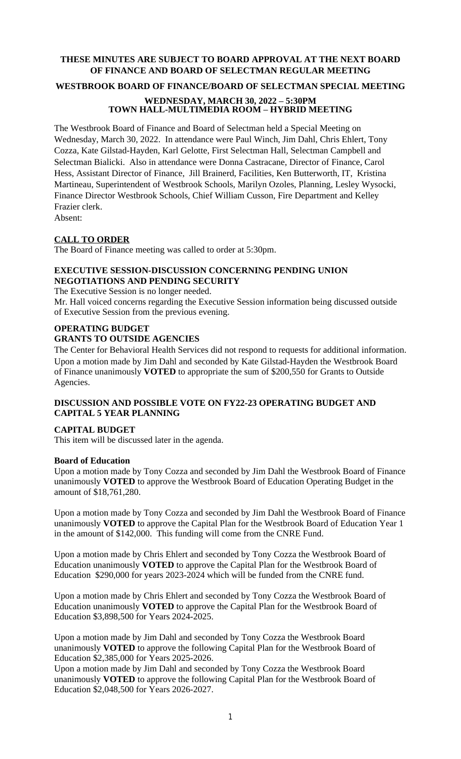**THESE MINUTES ARE SUBJECT TO BOARD APPROVAL AT THE NEXT BOARD OF FINANCE AND BOARD OF SELECTMAN REGULAR MEETING**

**WESTBROOK BOARD OF FINANCE/BOARD OF SELECTMAN SPECIAL MEETING**

**WEDNESDAY, MARCH 30, 2022 – 5:30PM**
**TOWN HALL-MULTIMEDIA ROOM – HYBRID MEETING**

The Westbrook Board of Finance and Board of Selectman held a Special Meeting on Wednesday, March 30, 2022. In attendance were Paul Winch, Jim Dahl, Chris Ehlert, Tony Cozza, Kate Gilstad-Hayden, Karl Gelotte, First Selectman Hall, Selectman Campbell and Selectman Bialicki. Also in attendance were Donna Castracane, Director of Finance, Carol Hess, Assistant Director of Finance, Jill Brainerd, Facilities, Ken Butterworth, IT, Kristina Martineau, Superintendent of Westbrook Schools, Marilyn Ozoles, Planning, Lesley Wysocki, Finance Director Westbrook Schools, Chief William Cusson, Fire Department and Kelley Frazier clerk.
Absent:

**CALL TO ORDER**

The Board of Finance meeting was called to order at 5:30pm.

**EXECUTIVE SESSION-DISCUSSION CONCERNING PENDING UNION NEGOTIATIONS AND PENDING SECURITY**

The Executive Session is no longer needed.
Mr. Hall voiced concerns regarding the Executive Session information being discussed outside of Executive Session from the previous evening.

**OPERATING BUDGET**
**GRANTS TO OUTSIDE AGENCIES**

The Center for Behavioral Health Services did not respond to requests for additional information.
Upon a motion made by Jim Dahl and seconded by Kate Gilstad-Hayden the Westbrook Board of Finance unanimously **VOTED** to appropriate the sum of $200,550 for Grants to Outside Agencies.

**DISCUSSION AND POSSIBLE VOTE ON FY22-23 OPERATING BUDGET AND CAPITAL 5 YEAR PLANNING**

**CAPITAL BUDGET**

This item will be discussed later in the agenda.

**Board of Education**

Upon a motion made by Tony Cozza and seconded by Jim Dahl the Westbrook Board of Finance unanimously **VOTED** to approve the Westbrook Board of Education Operating Budget in the amount of $18,761,280.

Upon a motion made by Tony Cozza and seconded by Jim Dahl the Westbrook Board of Finance unanimously **VOTED** to approve the Capital Plan for the Westbrook Board of Education Year 1 in the amount of $142,000. This funding will come from the CNRE Fund.

Upon a motion made by Chris Ehlert and seconded by Tony Cozza the Westbrook Board of Education unanimously **VOTED** to approve the Capital Plan for the Westbrook Board of Education $290,000 for years 2023-2024 which will be funded from the CNRE fund.

Upon a motion made by Chris Ehlert and seconded by Tony Cozza the Westbrook Board of Education unanimously **VOTED** to approve the Capital Plan for the Westbrook Board of Education $3,898,500 for Years 2024-2025.

Upon a motion made by Jim Dahl and seconded by Tony Cozza the Westbrook Board unanimously **VOTED** to approve the following Capital Plan for the Westbrook Board of Education $2,385,000 for Years 2025-2026.
Upon a motion made by Jim Dahl and seconded by Tony Cozza the Westbrook Board unanimously **VOTED** to approve the following Capital Plan for the Westbrook Board of Education $2,048,500 for Years 2026-2027.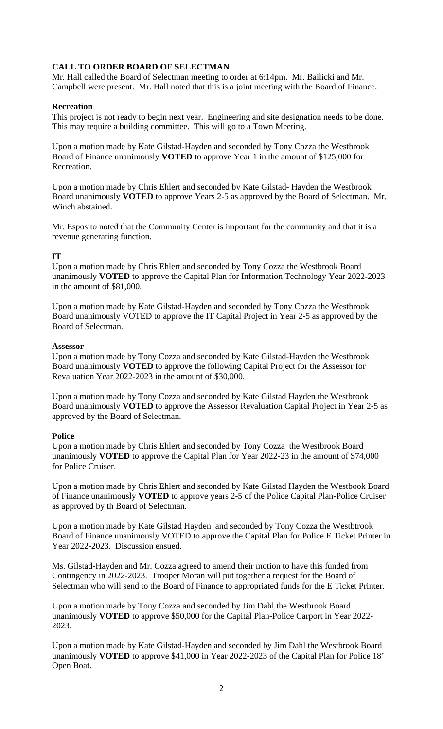**CALL TO ORDER BOARD OF SELECTMAN**

Mr. Hall called the Board of Selectman meeting to order at 6:14pm. Mr. Bailicki and Mr. Campbell were present. Mr. Hall noted that this is a joint meeting with the Board of Finance.

**Recreation**

This project is not ready to begin next year. Engineering and site designation needs to be done. This may require a building committee. This will go to a Town Meeting.

Upon a motion made by Kate Gilstad-Hayden and seconded by Tony Cozza the Westbrook Board of Finance unanimously **VOTED** to approve Year 1 in the amount of $125,000 for Recreation.

Upon a motion made by Chris Ehlert and seconded by Kate Gilstad- Hayden the Westbrook Board unanimously **VOTED** to approve Years 2-5 as approved by the Board of Selectman. Mr. Winch abstained.

Mr. Esposito noted that the Community Center is important for the community and that it is a revenue generating function.

**IT**

Upon a motion made by Chris Ehlert and seconded by Tony Cozza the Westbrook Board unanimously **VOTED** to approve the Capital Plan for Information Technology Year 2022-2023 in the amount of $81,000.

Upon a motion made by Kate Gilstad-Hayden and seconded by Tony Cozza the Westbrook Board unanimously VOTED to approve the IT Capital Project in Year 2-5 as approved by the Board of Selectman.

**Assessor**

Upon a motion made by Tony Cozza and seconded by Kate Gilstad-Hayden the Westbrook Board unanimously **VOTED** to approve the following Capital Project for the Assessor for Revaluation Year 2022-2023 in the amount of $30,000.

Upon a motion made by Tony Cozza and seconded by Kate Gilstad Hayden the Westbrook Board unanimously **VOTED** to approve the Assessor Revaluation Capital Project in Year 2-5 as approved by the Board of Selectman.

**Police**

Upon a motion made by Chris Ehlert and seconded by Tony Cozza the Westbrook Board unanimously **VOTED** to approve the Capital Plan for Year 2022-23 in the amount of $74,000 for Police Cruiser.

Upon a motion made by Chris Ehlert and seconded by Kate Gilstad Hayden the Westbook Board of Finance unanimously **VOTED** to approve years 2-5 of the Police Capital Plan-Police Cruiser as approved by th Board of Selectman.

Upon a motion made by Kate Gilstad Hayden and seconded by Tony Cozza the Westbtrook Board of Finance unanimously VOTED to approve the Capital Plan for Police E Ticket Printer in Year 2022-2023. Discussion ensued.

Ms. Gilstad-Hayden and Mr. Cozza agreed to amend their motion to have this funded from Contingency in 2022-2023. Trooper Moran will put together a request for the Board of Selectman who will send to the Board of Finance to appropriated funds for the E Ticket Printer.

Upon a motion made by Tony Cozza and seconded by Jim Dahl the Westbrook Board unanimously **VOTED** to approve $50,000 for the Capital Plan-Police Carport in Year 2022-2023.

Upon a motion made by Kate Gilstad-Hayden and seconded by Jim Dahl the Westbrook Board unanimously **VOTED** to approve $41,000 in Year 2022-2023 of the Capital Plan for Police 18' Open Boat.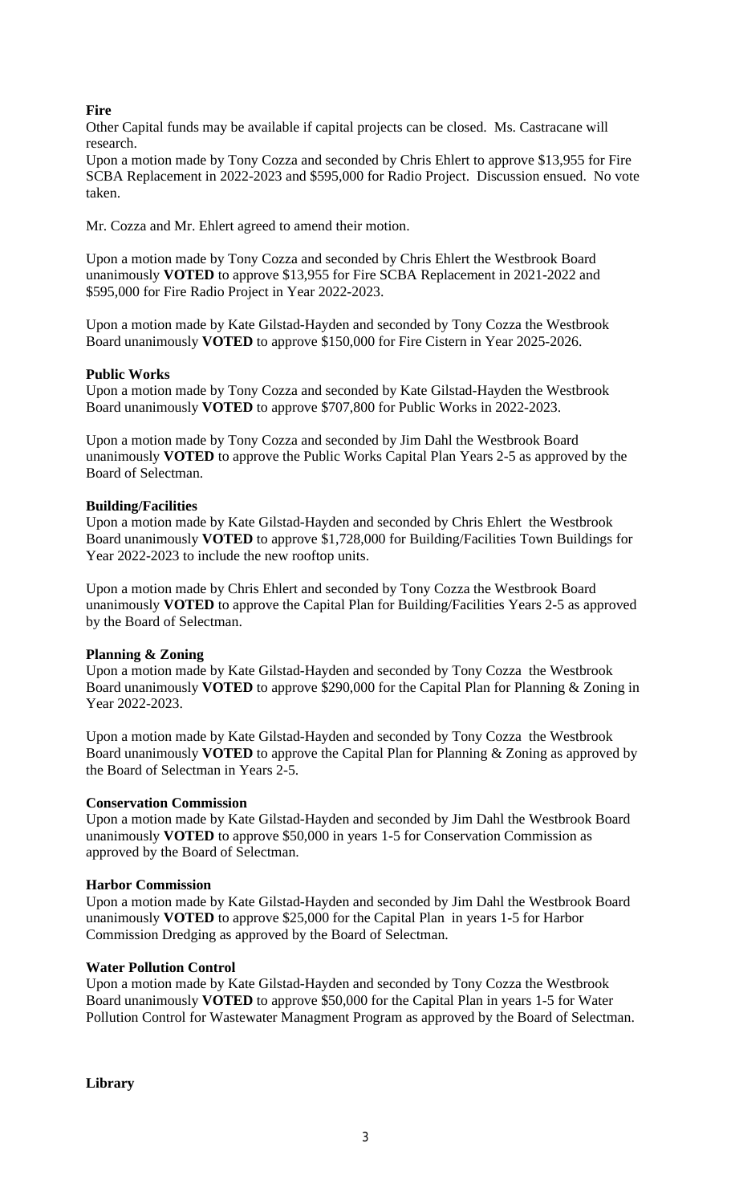**Fire**

Other Capital funds may be available if capital projects can be closed. Ms. Castracane will research.

Upon a motion made by Tony Cozza and seconded by Chris Ehlert to approve $13,955 for Fire SCBA Replacement in 2022-2023 and $595,000 for Radio Project. Discussion ensued. No vote taken.

Mr. Cozza and Mr. Ehlert agreed to amend their motion.

Upon a motion made by Tony Cozza and seconded by Chris Ehlert the Westbrook Board unanimously **VOTED** to approve $13,955 for Fire SCBA Replacement in 2021-2022 and $595,000 for Fire Radio Project in Year 2022-2023.

Upon a motion made by Kate Gilstad-Hayden and seconded by Tony Cozza the Westbrook Board unanimously **VOTED** to approve $150,000 for Fire Cistern in Year 2025-2026.

**Public Works**

Upon a motion made by Tony Cozza and seconded by Kate Gilstad-Hayden the Westbrook Board unanimously **VOTED** to approve $707,800 for Public Works in 2022-2023.

Upon a motion made by Tony Cozza and seconded by Jim Dahl the Westbrook Board unanimously **VOTED** to approve the Public Works Capital Plan Years 2-5 as approved by the Board of Selectman.

**Building/Facilities**

Upon a motion made by Kate Gilstad-Hayden and seconded by Chris Ehlert the Westbrook Board unanimously **VOTED** to approve $1,728,000 for Building/Facilities Town Buildings for Year 2022-2023 to include the new rooftop units.

Upon a motion made by Chris Ehlert and seconded by Tony Cozza the Westbrook Board unanimously **VOTED** to approve the Capital Plan for Building/Facilities Years 2-5 as approved by the Board of Selectman.

**Planning & Zoning**

Upon a motion made by Kate Gilstad-Hayden and seconded by Tony Cozza the Westbrook Board unanimously **VOTED** to approve $290,000 for the Capital Plan for Planning & Zoning in Year 2022-2023.

Upon a motion made by Kate Gilstad-Hayden and seconded by Tony Cozza the Westbrook Board unanimously **VOTED** to approve the Capital Plan for Planning & Zoning as approved by the Board of Selectman in Years 2-5.

**Conservation Commission**

Upon a motion made by Kate Gilstad-Hayden and seconded by Jim Dahl the Westbrook Board unanimously **VOTED** to approve $50,000 in years 1-5 for Conservation Commission as approved by the Board of Selectman.

**Harbor Commission**

Upon a motion made by Kate Gilstad-Hayden and seconded by Jim Dahl the Westbrook Board unanimously **VOTED** to approve $25,000 for the Capital Plan in years 1-5 for Harbor Commission Dredging as approved by the Board of Selectman.

**Water Pollution Control**

Upon a motion made by Kate Gilstad-Hayden and seconded by Tony Cozza the Westbrook Board unanimously **VOTED** to approve $50,000 for the Capital Plan in years 1-5 for Water Pollution Control for Wastewater Managment Program as approved by the Board of Selectman.

**Library**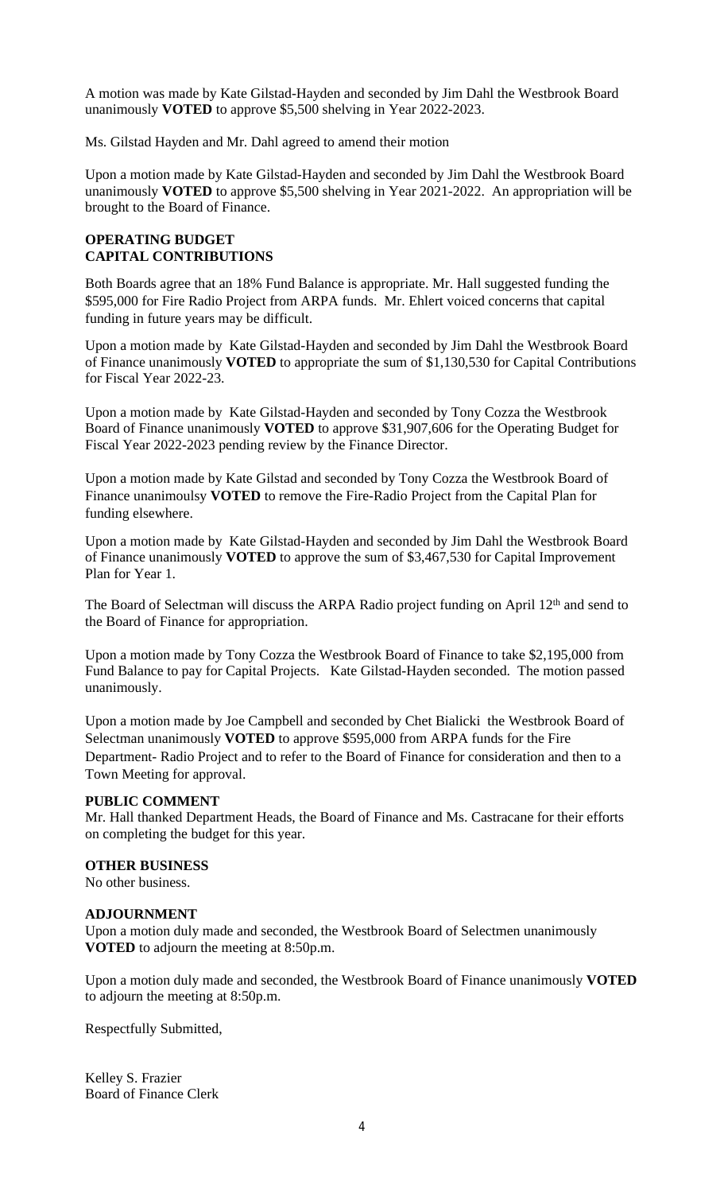A motion was made by Kate Gilstad-Hayden and seconded by Jim Dahl the Westbrook Board unanimously **VOTED** to approve $5,500 shelving in Year 2022-2023.

Ms. Gilstad Hayden and Mr. Dahl agreed to amend their motion

Upon a motion made by Kate Gilstad-Hayden and seconded by Jim Dahl the Westbrook Board unanimously **VOTED** to approve $5,500 shelving in Year 2021-2022. An appropriation will be brought to the Board of Finance.

**OPERATING BUDGET**
**CAPITAL CONTRIBUTIONS**

Both Boards agree that an 18% Fund Balance is appropriate. Mr. Hall suggested funding the $595,000 for Fire Radio Project from ARPA funds. Mr. Ehlert voiced concerns that capital funding in future years may be difficult.

Upon a motion made by Kate Gilstad-Hayden and seconded by Jim Dahl the Westbrook Board of Finance unanimously **VOTED** to appropriate the sum of $1,130,530 for Capital Contributions for Fiscal Year 2022-23.

Upon a motion made by Kate Gilstad-Hayden and seconded by Tony Cozza the Westbrook Board of Finance unanimously **VOTED** to approve $31,907,606 for the Operating Budget for Fiscal Year 2022-2023 pending review by the Finance Director.

Upon a motion made by Kate Gilstad and seconded by Tony Cozza the Westbrook Board of Finance unanimoulsy **VOTED** to remove the Fire-Radio Project from the Capital Plan for funding elsewhere.

Upon a motion made by Kate Gilstad-Hayden and seconded by Jim Dahl the Westbrook Board of Finance unanimously **VOTED** to approve the sum of $3,467,530 for Capital Improvement Plan for Year 1.

The Board of Selectman will discuss the ARPA Radio project funding on April 12th and send to the Board of Finance for appropriation.

Upon a motion made by Tony Cozza the Westbrook Board of Finance to take $2,195,000 from Fund Balance to pay for Capital Projects. Kate Gilstad-Hayden seconded. The motion passed unanimously.

Upon a motion made by Joe Campbell and seconded by Chet Bialicki the Westbrook Board of Selectman unanimously **VOTED** to approve $595,000 from ARPA funds for the Fire Department- Radio Project and to refer to the Board of Finance for consideration and then to a Town Meeting for approval.

**PUBLIC COMMENT**
Mr. Hall thanked Department Heads, the Board of Finance and Ms. Castracane for their efforts on completing the budget for this year.

**OTHER BUSINESS**
No other business.

**ADJOURNMENT**
Upon a motion duly made and seconded, the Westbrook Board of Selectmen unanimously **VOTED** to adjourn the meeting at 8:50p.m.

Upon a motion duly made and seconded, the Westbrook Board of Finance unanimously **VOTED** to adjourn the meeting at 8:50p.m.

Respectfully Submitted,

Kelley S. Frazier
Board of Finance Clerk